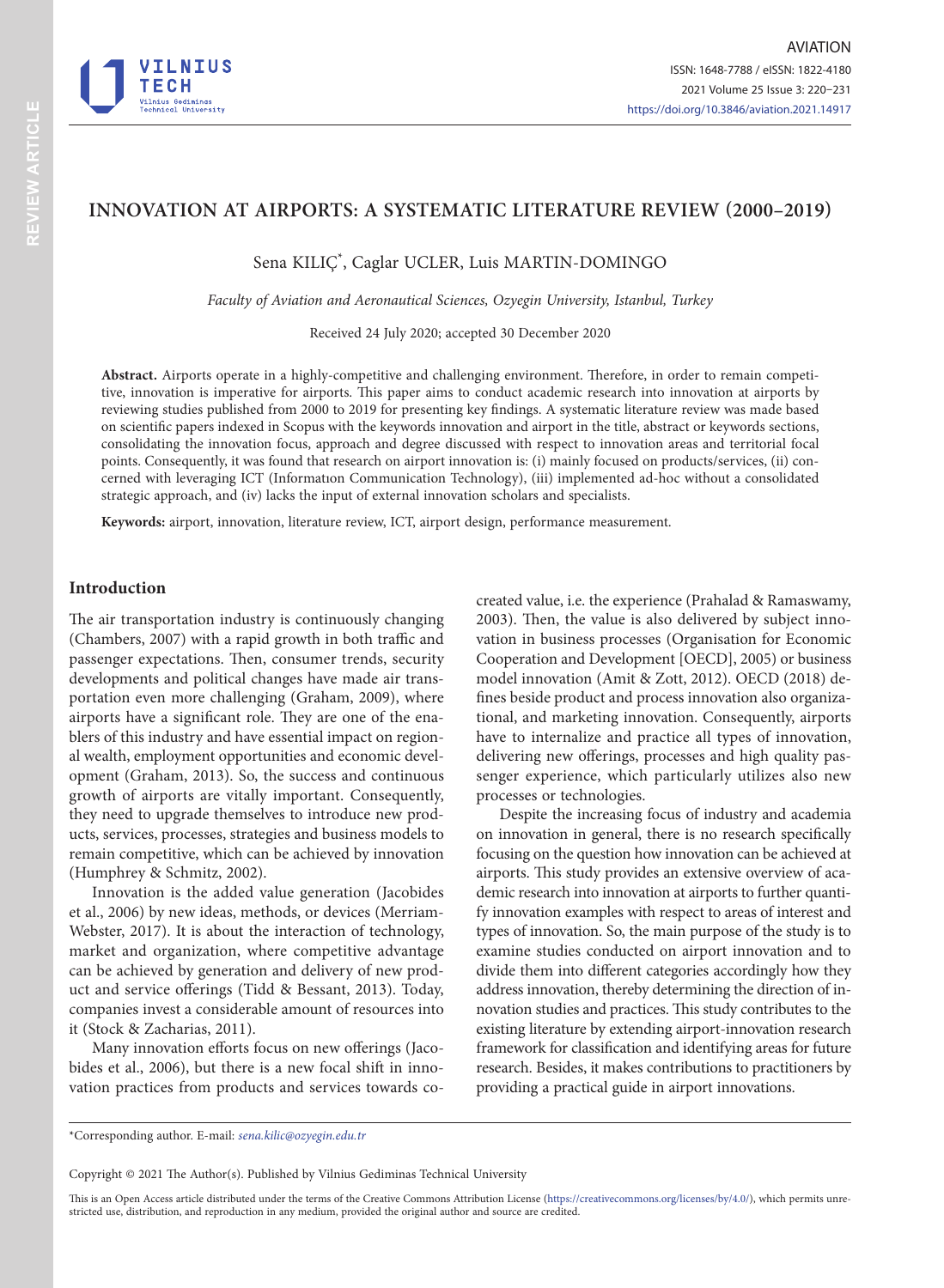# INNOVATION AT AIRPORTS: A SYSTEMATIC LITERATURE REVIEW (2000–2019)

Sena KILIÇ*, Caglar UCLER, Luis MARTIN-DOMINGO

*Faculty of Aviation and Aeronautical Sciences, Ozyegin University, Istanbul, Turkey*

Received 24 July 2020; accepted 30 December 2020

**Abstract.** Airports operate in a highly-competitive and challenging environment. Therefore, in order to remain competitive, innovation is imperative for airports. This paper aims to conduct academic research into innovation at airports by reviewing studies published from 2000 to 2019 for presenting key findings. A systematic literature review was made based on scientific papers indexed in Scopus with the keywords innovation and airport in the title, abstract or keywords sections, consolidating the innovation focus, approach and degree discussed with respect to innovation areas and territorial focal points. Consequently, it was found that research on airport innovation is: (i) mainly focused on products/services, (ii) concerned with leveraging ICT (Informatıon Communication Technology), (iii) implemented ad-hoc without a consolidated strategic approach, and (iv) lacks the input of external innovation scholars and specialists.

**Keywords:** airport, innovation, literature review, ICT, airport design, performance measurement.

## Introduction

The air transportation industry is continuously changing (Chambers, 2007) with a rapid growth in both traffic and passenger expectations. Then, consumer trends, security developments and political changes have made air transportation even more challenging (Graham, 2009), where airports have a significant role. They are one of the enablers of this industry and have essential impact on regional wealth, employment opportunities and economic development (Graham, 2013). So, the success and continuous growth of airports are vitally important. Consequently, they need to upgrade themselves to introduce new products, services, processes, strategies and business models to remain competitive, which can be achieved by innovation (Humphrey & Schmitz, 2002).

Innovation is the added value generation (Jacobides et al., 2006) by new ideas, methods, or devices (Merriam-Webster, 2017). It is about the interaction of technology, market and organization, where competitive advantage can be achieved by generation and delivery of new product and service offerings (Tidd & Bessant, 2013). Today, companies invest a considerable amount of resources into it (Stock & Zacharias, 2011).

Many innovation efforts focus on new offerings (Jacobides et al., 2006), but there is a new focal shift in innovation practices from products and services towards co-created value, i.e. the experience (Prahalad & Ramaswamy, 2003). Then, the value is also delivered by subject innovation in business processes (Organisation for Economic Cooperation and Development [OECD], 2005) or business model innovation (Amit & Zott, 2012). OECD (2018) defines beside product and process innovation also organizational, and marketing innovation. Consequently, airports have to internalize and practice all types of innovation, delivering new offerings, processes and high quality passenger experience, which particularly utilizes also new processes or technologies.

Despite the increasing focus of industry and academia on innovation in general, there is no research specifically focusing on the question how innovation can be achieved at airports. This study provides an extensive overview of academic research into innovation at airports to further quantify innovation examples with respect to areas of interest and types of innovation. So, the main purpose of the study is to examine studies conducted on airport innovation and to divide them into different categories accordingly how they address innovation, thereby determining the direction of innovation studies and practices. This study contributes to the existing literature by extending airport-innovation research framework for classification and identifying areas for future research. Besides, it makes contributions to practitioners by providing a practical guide in airport innovations.

*Corresponding author. E-mail: *sena.kilic@ozyegin.edu.tr*

Copyright © 2021 The Author(s). Published by Vilnius Gediminas Technical University

This is an Open Access article distributed under the terms of the Creative Commons Attribution License (https://creativecommons.org/licenses/by/4.0/), which permits unrestricted use, distribution, and reproduction in any medium, provided the original author and source are credited.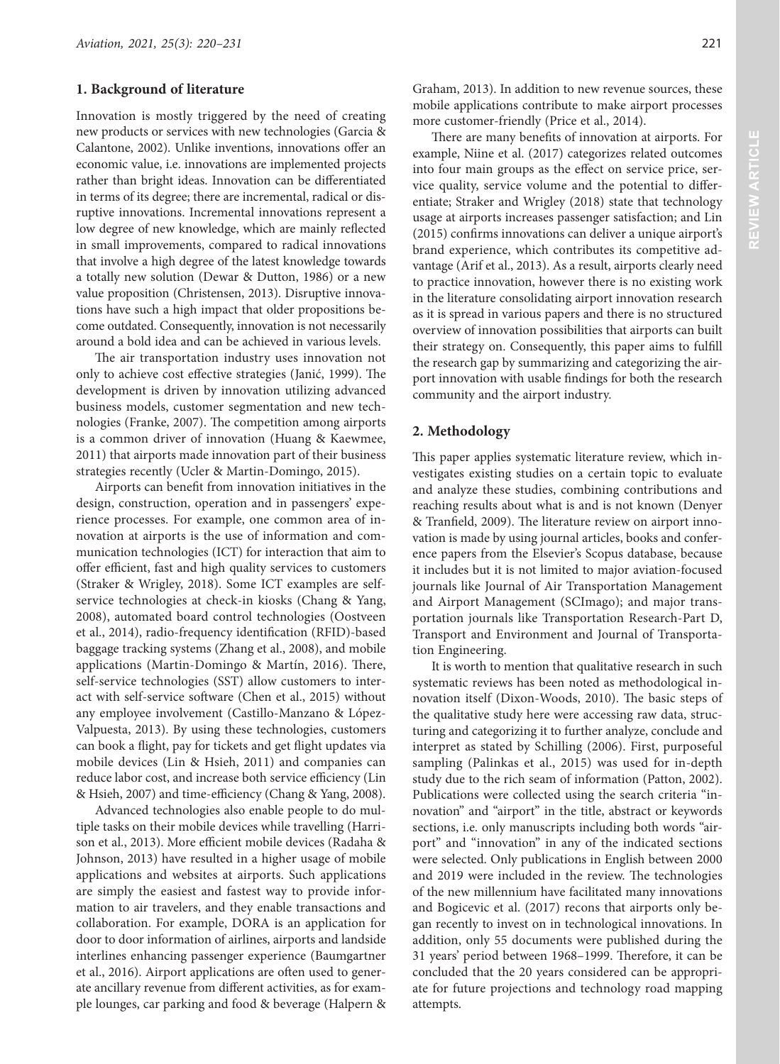## 1. Background of literature

Innovation is mostly triggered by the need of creating new products or services with new technologies (Garcia & Calantone, 2002). Unlike inventions, innovations offer an economic value, i.e. innovations are implemented projects rather than bright ideas. Innovation can be differentiated in terms of its degree; there are incremental, radical or disruptive innovations. Incremental innovations represent a low degree of new knowledge, which are mainly reflected in small improvements, compared to radical innovations that involve a high degree of the latest knowledge towards a totally new solution (Dewar & Dutton, 1986) or a new value proposition (Christensen, 2013). Disruptive innovations have such a high impact that older propositions become outdated. Consequently, innovation is not necessarily around a bold idea and can be achieved in various levels.

The air transportation industry uses innovation not only to achieve cost effective strategies (Janić, 1999). The development is driven by innovation utilizing advanced business models, customer segmentation and new technologies (Franke, 2007). The competition among airports is a common driver of innovation (Huang & Kaewmee, 2011) that airports made innovation part of their business strategies recently (Ucler & Martin-Domingo, 2015).

Airports can benefit from innovation initiatives in the design, construction, operation and in passengers' experience processes. For example, one common area of innovation at airports is the use of information and communication technologies (ICT) for interaction that aim to offer efficient, fast and high quality services to customers (Straker & Wrigley, 2018). Some ICT examples are self-service technologies at check-in kiosks (Chang & Yang, 2008), automated board control technologies (Oostveen et al., 2014), radio-frequency identification (RFID)-based baggage tracking systems (Zhang et al., 2008), and mobile applications (Martin-Domingo & Martín, 2016). There, self-service technologies (SST) allow customers to interact with self-service software (Chen et al., 2015) without any employee involvement (Castillo-Manzano & López-Valpuesta, 2013). By using these technologies, customers can book a flight, pay for tickets and get flight updates via mobile devices (Lin & Hsieh, 2011) and companies can reduce labor cost, and increase both service efficiency (Lin & Hsieh, 2007) and time-efficiency (Chang & Yang, 2008).

Advanced technologies also enable people to do multiple tasks on their mobile devices while travelling (Harrison et al., 2013). More efficient mobile devices (Radaha & Johnson, 2013) have resulted in a higher usage of mobile applications and websites at airports. Such applications are simply the easiest and fastest way to provide information to air travelers, and they enable transactions and collaboration. For example, DORA is an application for door to door information of airlines, airports and landside interlines enhancing passenger experience (Baumgartner et al., 2016). Airport applications are often used to generate ancillary revenue from different activities, as for example lounges, car parking and food & beverage (Halpern & Graham, 2013). In addition to new revenue sources, these mobile applications contribute to make airport processes more customer-friendly (Price et al., 2014).

There are many benefits of innovation at airports. For example, Niine et al. (2017) categorizes related outcomes into four main groups as the effect on service price, service quality, service volume and the potential to differentiate; Straker and Wrigley (2018) state that technology usage at airports increases passenger satisfaction; and Lin (2015) confirms innovations can deliver a unique airport's brand experience, which contributes its competitive advantage (Arif et al., 2013). As a result, airports clearly need to practice innovation, however there is no existing work in the literature consolidating airport innovation research as it is spread in various papers and there is no structured overview of innovation possibilities that airports can built their strategy on. Consequently, this paper aims to fulfill the research gap by summarizing and categorizing the airport innovation with usable findings for both the research community and the airport industry.

## 2. Methodology

This paper applies systematic literature review, which investigates existing studies on a certain topic to evaluate and analyze these studies, combining contributions and reaching results about what is and is not known (Denyer & Tranfield, 2009). The literature review on airport innovation is made by using journal articles, books and conference papers from the Elsevier's Scopus database, because it includes but it is not limited to major aviation-focused journals like Journal of Air Transportation Management and Airport Management (SCImago); and major transportation journals like Transportation Research-Part D, Transport and Environment and Journal of Transportation Engineering.

It is worth to mention that qualitative research in such systematic reviews has been noted as methodological innovation itself (Dixon-Woods, 2010). The basic steps of the qualitative study here were accessing raw data, structuring and categorizing it to further analyze, conclude and interpret as stated by Schilling (2006). First, purposeful sampling (Palinkas et al., 2015) was used for in-depth study due to the rich seam of information (Patton, 2002). Publications were collected using the search criteria "innovation" and "airport" in the title, abstract or keywords sections, i.e. only manuscripts including both words "airport" and "innovation" in any of the indicated sections were selected. Only publications in English between 2000 and 2019 were included in the review. The technologies of the new millennium have facilitated many innovations and Bogicevic et al. (2017) recons that airports only began recently to invest on in technological innovations. In addition, only 55 documents were published during the 31 years' period between 1968–1999. Therefore, it can be concluded that the 20 years considered can be appropriate for future projections and technology road mapping attempts.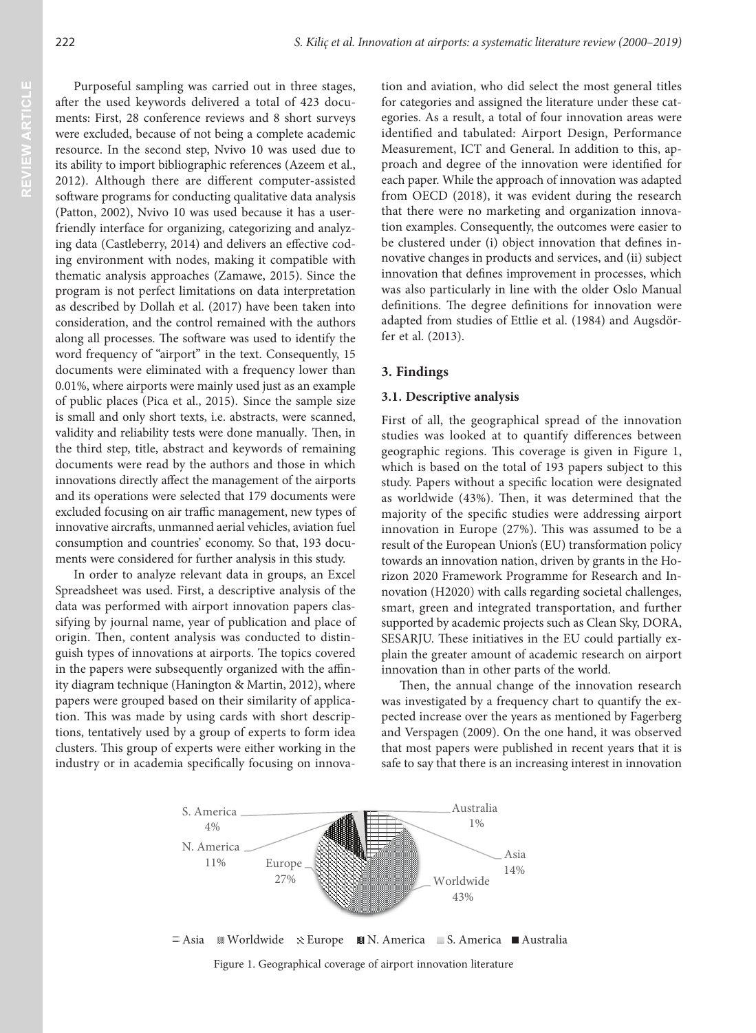Purposeful sampling was carried out in three stages, after the used keywords delivered a total of 423 documents: First, 28 conference reviews and 8 short surveys were excluded, because of not being a complete academic resource. In the second step, Nvivo 10 was used due to its ability to import bibliographic references (Azeem et al., 2012). Although there are different computer-assisted software programs for conducting qualitative data analysis (Patton, 2002), Nvivo 10 was used because it has a user-friendly interface for organizing, categorizing and analyzing data (Castleberry, 2014) and delivers an effective coding environment with nodes, making it compatible with thematic analysis approaches (Zamawe, 2015). Since the program is not perfect limitations on data interpretation as described by Dollah et al. (2017) have been taken into consideration, and the control remained with the authors along all processes. The software was used to identify the word frequency of "airport" in the text. Consequently, 15 documents were eliminated with a frequency lower than 0.01%, where airports were mainly used just as an example of public places (Pica et al., 2015). Since the sample size is small and only short texts, i.e. abstracts, were scanned, validity and reliability tests were done manually. Then, in the third step, title, abstract and keywords of remaining documents were read by the authors and those in which innovations directly affect the management of the airports and its operations were selected that 179 documents were excluded focusing on air traffic management, new types of innovative aircrafts, unmanned aerial vehicles, aviation fuel consumption and countries' economy. So that, 193 documents were considered for further analysis in this study.

In order to analyze relevant data in groups, an Excel Spreadsheet was used. First, a descriptive analysis of the data was performed with airport innovation papers classifying by journal name, year of publication and place of origin. Then, content analysis was conducted to distinguish types of innovations at airports. The topics covered in the papers were subsequently organized with the affinity diagram technique (Hanington & Martin, 2012), where papers were grouped based on their similarity of application. This was made by using cards with short descriptions, tentatively used by a group of experts to form idea clusters. This group of experts were either working in the industry or in academia specifically focusing on innovation and aviation, who did select the most general titles for categories and assigned the literature under these categories. As a result, a total of four innovation areas were identified and tabulated: Airport Design, Performance Measurement, ICT and General. In addition to this, approach and degree of the innovation were identified for each paper. While the approach of innovation was adapted from OECD (2018), it was evident during the research that there were no marketing and organization innovation examples. Consequently, the outcomes were easier to be clustered under (i) object innovation that defines innovative changes in products and services, and (ii) subject innovation that defines improvement in processes, which was also particularly in line with the older Oslo Manual definitions. The degree definitions for innovation were adapted from studies of Ettlie et al. (1984) and Augsdörfer et al. (2013).

## 3. Findings

### 3.1. Descriptive analysis

First of all, the geographical spread of the innovation studies was looked at to quantify differences between geographic regions. This coverage is given in Figure 1, which is based on the total of 193 papers subject to this study. Papers without a specific location were designated as worldwide (43%). Then, it was determined that the majority of the specific studies were addressing airport innovation in Europe (27%). This was assumed to be a result of the European Union's (EU) transformation policy towards an innovation nation, driven by grants in the Horizon 2020 Framework Programme for Research and Innovation (H2020) with calls regarding societal challenges, smart, green and integrated transportation, and further supported by academic projects such as Clean Sky, DORA, SESARJU. These initiatives in the EU could partially explain the greater amount of academic research on airport innovation than in other parts of the world.

Then, the annual change of the innovation research was investigated by a frequency chart to quantify the expected increase over the years as mentioned by Fagerberg and Verspagen (2009). On the one hand, it was observed that most papers were published in recent years that it is safe to say that there is an increasing interest in innovation

Figure 1. Geographical coverage of airport innovation literature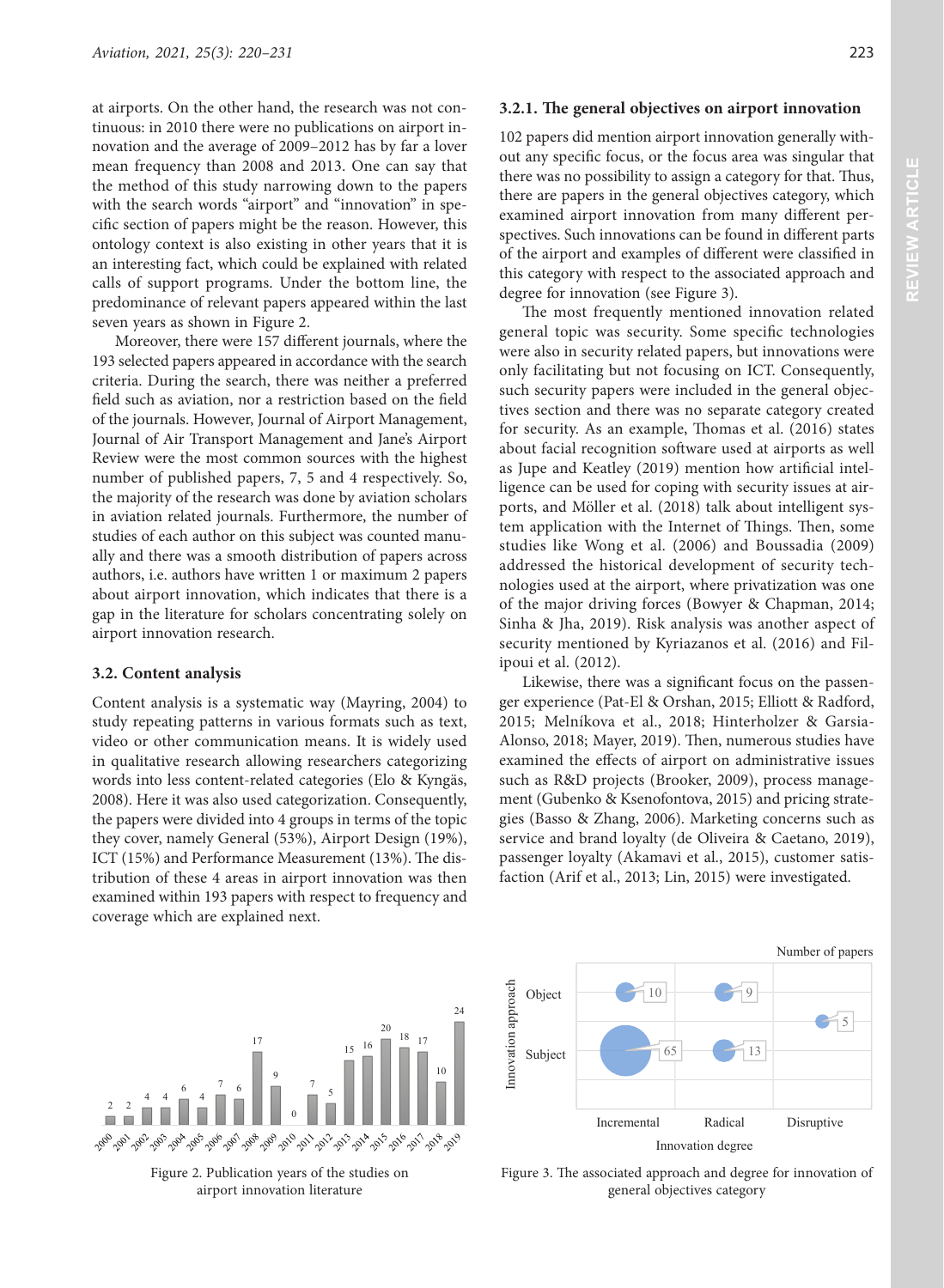at airports. On the other hand, the research was not continuous: in 2010 there were no publications on airport innovation and the average of 2009–2012 has by far a lover mean frequency than 2008 and 2013. One can say that the method of this study narrowing down to the papers with the search words "airport" and "innovation" in specific section of papers might be the reason. However, this ontology context is also existing in other years that it is an interesting fact, which could be explained with related calls of support programs. Under the bottom line, the predominance of relevant papers appeared within the last seven years as shown in Figure 2.

Moreover, there were 157 different journals, where the 193 selected papers appeared in accordance with the search criteria. During the search, there was neither a preferred field such as aviation, nor a restriction based on the field of the journals. However, Journal of Airport Management, Journal of Air Transport Management and Jane's Airport Review were the most common sources with the highest number of published papers, 7, 5 and 4 respectively. So, the majority of the research was done by aviation scholars in aviation related journals. Furthermore, the number of studies of each author on this subject was counted manually and there was a smooth distribution of papers across authors, i.e. authors have written 1 or maximum 2 papers about airport innovation, which indicates that there is a gap in the literature for scholars concentrating solely on airport innovation research.

### 3.2. Content analysis

Content analysis is a systematic way (Mayring, 2004) to study repeating patterns in various formats such as text, video or other communication means. It is widely used in qualitative research allowing researchers categorizing words into less content-related categories (Elo & Kyngäs, 2008). Here it was also used categorization. Consequently, the papers were divided into 4 groups in terms of the topic they cover, namely General (53%), Airport Design (19%), ICT (15%) and Performance Measurement (13%). The distribution of these 4 areas in airport innovation was then examined within 193 papers with respect to frequency and coverage which are explained next.

#### 3.2.1. The general objectives on airport innovation

102 papers did mention airport innovation generally without any specific focus, or the focus area was singular that there was no possibility to assign a category for that. Thus, there are papers in the general objectives category, which examined airport innovation from many different perspectives. Such innovations can be found in different parts of the airport and examples of different were classified in this category with respect to the associated approach and degree for innovation (see Figure 3).

The most frequently mentioned innovation related general topic was security. Some specific technologies were also in security related papers, but innovations were only facilitating but not focusing on ICT. Consequently, such security papers were included in the general objectives section and there was no separate category created for security. As an example, Thomas et al. (2016) states about facial recognition software used at airports as well as Jupe and Keatley (2019) mention how artificial intelligence can be used for coping with security issues at airports, and Möller et al. (2018) talk about intelligent system application with the Internet of Things. Then, some studies like Wong et al. (2006) and Boussadia (2009) addressed the historical development of security technologies used at the airport, where privatization was one of the major driving forces (Bowyer & Chapman, 2014; Sinha & Jha, 2019). Risk analysis was another aspect of security mentioned by Kyriazanos et al. (2016) and Filipoui et al. (2012).

Likewise, there was a significant focus on the passenger experience (Pat-El & Orshan, 2015; Elliott & Radford, 2015; Melníkova et al., 2018; Hinterholzer & Garsia-Alonso, 2018; Mayer, 2019). Then, numerous studies have examined the effects of airport on administrative issues such as R&D projects (Brooker, 2009), process management (Gubenko & Ksenofontova, 2015) and pricing strategies (Basso & Zhang, 2006). Marketing concerns such as service and brand loyalty (de Oliveira & Caetano, 2019), passenger loyalty (Akamavi et al., 2015), customer satisfaction (Arif et al., 2013; Lin, 2015) were investigated.

Figure 2. Publication years of the studies on airport innovation literature

Figure 3. The associated approach and degree for innovation of general objectives category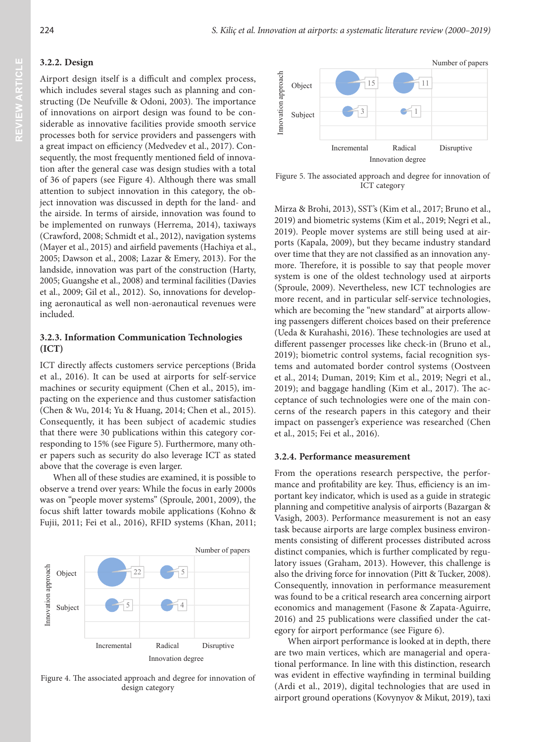### 3.2.2. Design

Airport design itself is a difficult and complex process, which includes several stages such as planning and constructing (De Neufville & Odoni, 2003). The importance of innovations on airport design was found to be considerable as innovative facilities provide smooth service processes both for service providers and passengers with a great impact on efficiency (Medvedev et al., 2017). Consequently, the most frequently mentioned field of innovation after the general case was design studies with a total of 36 of papers (see Figure 4). Although there was small attention to subject innovation in this category, the object innovation was discussed in depth for the land- and the airside. In terms of airside, innovation was found to be implemented on runways (Herrema, 2014), taxiways (Crawford, 2008; Schmidt et al., 2012), navigation systems (Mayer et al., 2015) and airfield pavements (Hachiya et al., 2005; Dawson et al., 2008; Lazar & Emery, 2013). For the landside, innovation was part of the construction (Harty, 2005; Guangshe et al., 2008) and terminal facilities (Davies et al., 2009; Gil et al., 2012). So, innovations for developing aeronautical as well non-aeronautical revenues were included.

### 3.2.3. Information Communication Technologies (ICT)

ICT directly affects customers service perceptions (Brida et al., 2016). It can be used at airports for self-service machines or security equipment (Chen et al., 2015), impacting on the experience and thus customer satisfaction (Chen & Wu, 2014; Yu & Huang, 2014; Chen et al., 2015). Consequently, it has been subject of academic studies that there were 30 publications within this category corresponding to 15% (see Figure 5). Furthermore, many other papers such as security do also leverage ICT as stated above that the coverage is even larger.

When all of these studies are examined, it is possible to observe a trend over years: While the focus in early 2000s was on "people mover systems" (Sproule, 2001, 2009), the focus shift latter towards mobile applications (Kohno & Fujii, 2011; Fei et al., 2016), RFID systems (Khan, 2011; Mirza & Brohi, 2013), SST's (Kim et al., 2017; Bruno et al., 2019) and biometric systems (Kim et al., 2019; Negri et al., 2019). People mover systems are still being used at airports (Kapala, 2009), but they became industry standard over time that they are not classified as an innovation anymore. Therefore, it is possible to say that people mover system is one of the oldest technology used at airports (Sproule, 2009). Nevertheless, new ICT technologies are more recent, and in particular self-service technologies, which are becoming the "new standard" at airports allowing passengers different choices based on their preference (Ueda & Kurahashi, 2016). These technologies are used at different passenger processes like check-in (Bruno et al., 2019); biometric control systems, facial recognition systems and automated border control systems (Oostveen et al., 2014; Duman, 2019; Kim et al., 2019; Negri et al., 2019); and baggage handling (Kim et al., 2017). The acceptance of such technologies were one of the main concerns of the research papers in this category and their impact on passenger's experience was researched (Chen et al., 2015; Fei et al., 2016).

| Innovation approach | Incremental | Radical | Disruptive |
|---|---|---|---|
| Object | 22 | 5 | |
| Subject | 5 | 4 | |

Figure 4. The associated approach and degree for innovation of design category

| Innovation approach | Incremental | Radical | Disruptive |
|---|---|---|---|
| Object | 15 | 11 | |
| Subject | 3 | 1 | |

Figure 5. The associated approach and degree for innovation of ICT category

### 3.2.4. Performance measurement

From the operations research perspective, the performance and profitability are key. Thus, efficiency is an important key indicator, which is used as a guide in strategic planning and competitive analysis of airports (Bazargan & Vasigh, 2003). Performance measurement is not an easy task because airports are large complex business environments consisting of different processes distributed across distinct companies, which is further complicated by regulatory issues (Graham, 2013). However, this challenge is also the driving force for innovation (Pitt & Tucker, 2008). Consequently, innovation in performance measurement was found to be a critical research area concerning airport economics and management (Fasone & Zapata-Aguirre, 2016) and 25 publications were classified under the category for airport performance (see Figure 6).

When airport performance is looked at in depth, there are two main vertices, which are managerial and operational performance. In line with this distinction, research was evident in effective wayfinding in terminal building (Ardi et al., 2019), digital technologies that are used in airport ground operations (Kovynyov & Mikut, 2019), taxi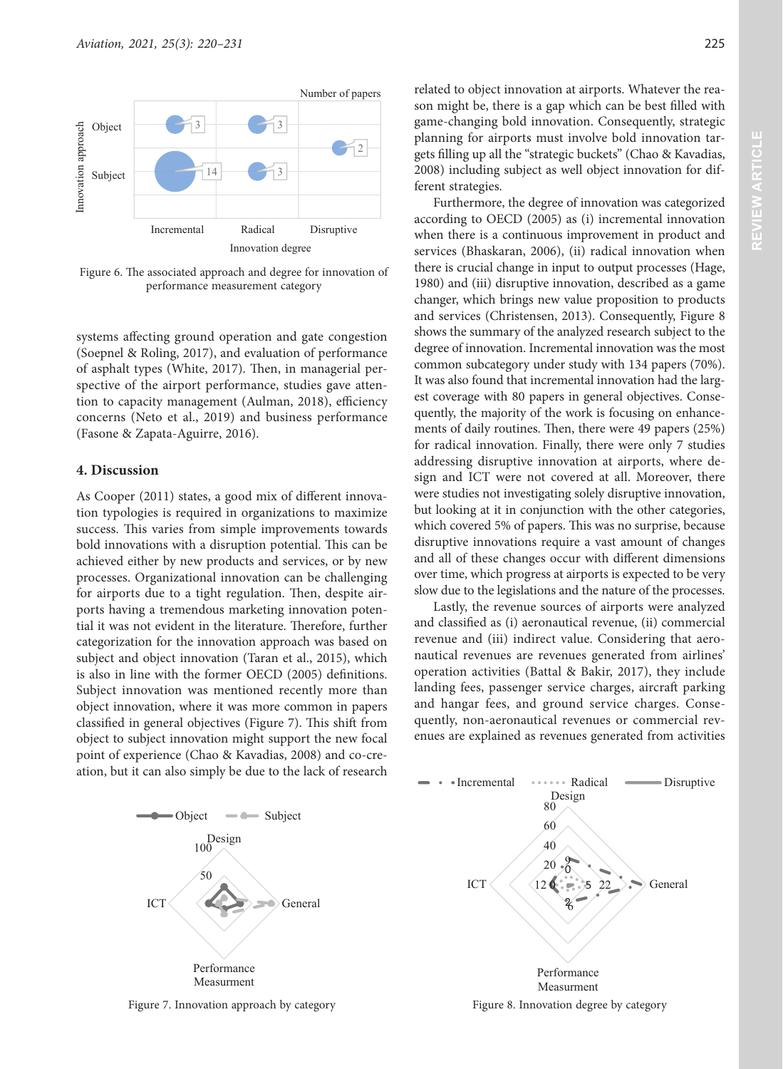Figure 6. The associated approach and degree for innovation of performance measurement category

systems affecting ground operation and gate congestion (Soepnel & Roling, 2017), and evaluation of performance of asphalt types (White, 2017). Then, in managerial perspective of the airport performance, studies gave attention to capacity management (Aulman, 2018), efficiency concerns (Neto et al., 2019) and business performance (Fasone & Zapata-Aguirre, 2016).

## 4. Discussion

As Cooper (2011) states, a good mix of different innovation typologies is required in organizations to maximize success. This varies from simple improvements towards bold innovations with a disruption potential. This can be achieved either by new products and services, or by new processes. Organizational innovation can be challenging for airports due to a tight regulation. Then, despite airports having a tremendous marketing innovation potential it was not evident in the literature. Therefore, further categorization for the innovation approach was based on subject and object innovation (Taran et al., 2015), which is also in line with the former OECD (2005) definitions. Subject innovation was mentioned recently more than object innovation, where it was more common in papers classified in general objectives (Figure 7). This shift from object to subject innovation might support the new focal point of experience (Chao & Kavadias, 2008) and co-creation, but it can also simply be due to the lack of research related to object innovation at airports. Whatever the reason might be, there is a gap which can be best filled with game-changing bold innovation. Consequently, strategic planning for airports must involve bold innovation targets filling up all the "strategic buckets" (Chao & Kavadias, 2008) including subject as well object innovation for different strategies.

Furthermore, the degree of innovation was categorized according to OECD (2005) as (i) incremental innovation when there is a continuous improvement in product and services (Bhaskaran, 2006), (ii) radical innovation when there is crucial change in input to output processes (Hage, 1980) and (iii) disruptive innovation, described as a game changer, which brings new value proposition to products and services (Christensen, 2013). Consequently, Figure 8 shows the summary of the analyzed research subject to the degree of innovation. Incremental innovation was the most common subcategory under study with 134 papers (70%). It was also found that incremental innovation had the largest coverage with 80 papers in general objectives. Consequently, the majority of the work is focusing on enhancements of daily routines. Then, there were 49 papers (25%) for radical innovation. Finally, there were only 7 studies addressing disruptive innovation at airports, where design and ICT were not covered at all. Moreover, there were studies not investigating solely disruptive innovation, but looking at it in conjunction with the other categories, which covered 5% of papers. This was no surprise, because disruptive innovations require a vast amount of changes and all of these changes occur with different dimensions over time, which progress at airports is expected to be very slow due to the legislations and the nature of the processes.

Lastly, the revenue sources of airports were analyzed and classified as (i) aeronautical revenue, (ii) commercial revenue and (iii) indirect value. Considering that aeronautical revenues are revenues generated from airlines' operation activities (Battal & Bakir, 2017), they include landing fees, passenger service charges, aircraft parking and hangar fees, and ground service charges. Consequently, non-aeronautical revenues or commercial revenues are explained as revenues generated from activities

Figure 7. Innovation approach by category

Figure 8. Innovation degree by category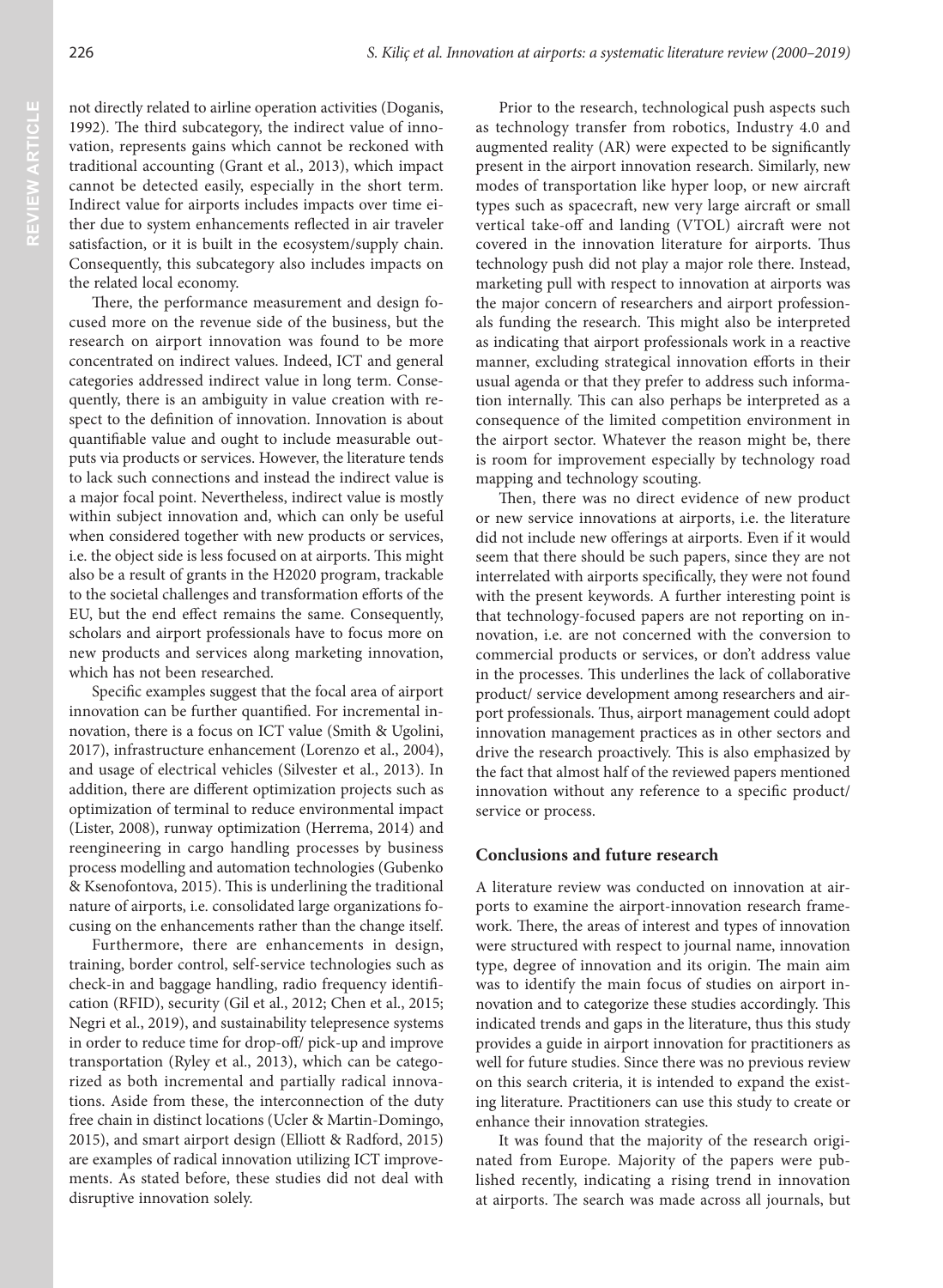not directly related to airline operation activities (Doganis, 1992). The third subcategory, the indirect value of innovation, represents gains which cannot be reckoned with traditional accounting (Grant et al., 2013), which impact cannot be detected easily, especially in the short term. Indirect value for airports includes impacts over time either due to system enhancements reflected in air traveler satisfaction, or it is built in the ecosystem/supply chain. Consequently, this subcategory also includes impacts on the related local economy.

There, the performance measurement and design focused more on the revenue side of the business, but the research on airport innovation was found to be more concentrated on indirect values. Indeed, ICT and general categories addressed indirect value in long term. Consequently, there is an ambiguity in value creation with respect to the definition of innovation. Innovation is about quantifiable value and ought to include measurable outputs via products or services. However, the literature tends to lack such connections and instead the indirect value is a major focal point. Nevertheless, indirect value is mostly within subject innovation and, which can only be useful when considered together with new products or services, i.e. the object side is less focused on at airports. This might also be a result of grants in the H2020 program, trackable to the societal challenges and transformation efforts of the EU, but the end effect remains the same. Consequently, scholars and airport professionals have to focus more on new products and services along marketing innovation, which has not been researched.

Specific examples suggest that the focal area of airport innovation can be further quantified. For incremental innovation, there is a focus on ICT value (Smith & Ugolini, 2017), infrastructure enhancement (Lorenzo et al., 2004), and usage of electrical vehicles (Silvester et al., 2013). In addition, there are different optimization projects such as optimization of terminal to reduce environmental impact (Lister, 2008), runway optimization (Herrema, 2014) and reengineering in cargo handling processes by business process modelling and automation technologies (Gubenko & Ksenofontova, 2015). This is underlining the traditional nature of airports, i.e. consolidated large organizations focusing on the enhancements rather than the change itself.

Furthermore, there are enhancements in design, training, border control, self-service technologies such as check-in and baggage handling, radio frequency identification (RFID), security (Gil et al., 2012; Chen et al., 2015; Negri et al., 2019), and sustainability telepresence systems in order to reduce time for drop-off/ pick-up and improve transportation (Ryley et al., 2013), which can be categorized as both incremental and partially radical innovations. Aside from these, the interconnection of the duty free chain in distinct locations (Ucler & Martin-Domingo, 2015), and smart airport design (Elliott & Radford, 2015) are examples of radical innovation utilizing ICT improvements. As stated before, these studies did not deal with disruptive innovation solely.

Prior to the research, technological push aspects such as technology transfer from robotics, Industry 4.0 and augmented reality (AR) were expected to be significantly present in the airport innovation research. Similarly, new modes of transportation like hyper loop, or new aircraft types such as spacecraft, new very large aircraft or small vertical take-off and landing (VTOL) aircraft were not covered in the innovation literature for airports. Thus technology push did not play a major role there. Instead, marketing pull with respect to innovation at airports was the major concern of researchers and airport professionals funding the research. This might also be interpreted as indicating that airport professionals work in a reactive manner, excluding strategical innovation efforts in their usual agenda or that they prefer to address such information internally. This can also perhaps be interpreted as a consequence of the limited competition environment in the airport sector. Whatever the reason might be, there is room for improvement especially by technology road mapping and technology scouting.

Then, there was no direct evidence of new product or new service innovations at airports, i.e. the literature did not include new offerings at airports. Even if it would seem that there should be such papers, since they are not interrelated with airports specifically, they were not found with the present keywords. A further interesting point is that technology-focused papers are not reporting on innovation, i.e. are not concerned with the conversion to commercial products or services, or don't address value in the processes. This underlines the lack of collaborative product/ service development among researchers and airport professionals. Thus, airport management could adopt innovation management practices as in other sectors and drive the research proactively. This is also emphasized by the fact that almost half of the reviewed papers mentioned innovation without any reference to a specific product/ service or process.

## Conclusions and future research

A literature review was conducted on innovation at airports to examine the airport-innovation research framework. There, the areas of interest and types of innovation were structured with respect to journal name, innovation type, degree of innovation and its origin. The main aim was to identify the main focus of studies on airport innovation and to categorize these studies accordingly. This indicated trends and gaps in the literature, thus this study provides a guide in airport innovation for practitioners as well for future studies. Since there was no previous review on this search criteria, it is intended to expand the existing literature. Practitioners can use this study to create or enhance their innovation strategies.

It was found that the majority of the research originated from Europe. Majority of the papers were published recently, indicating a rising trend in innovation at airports. The search was made across all journals, but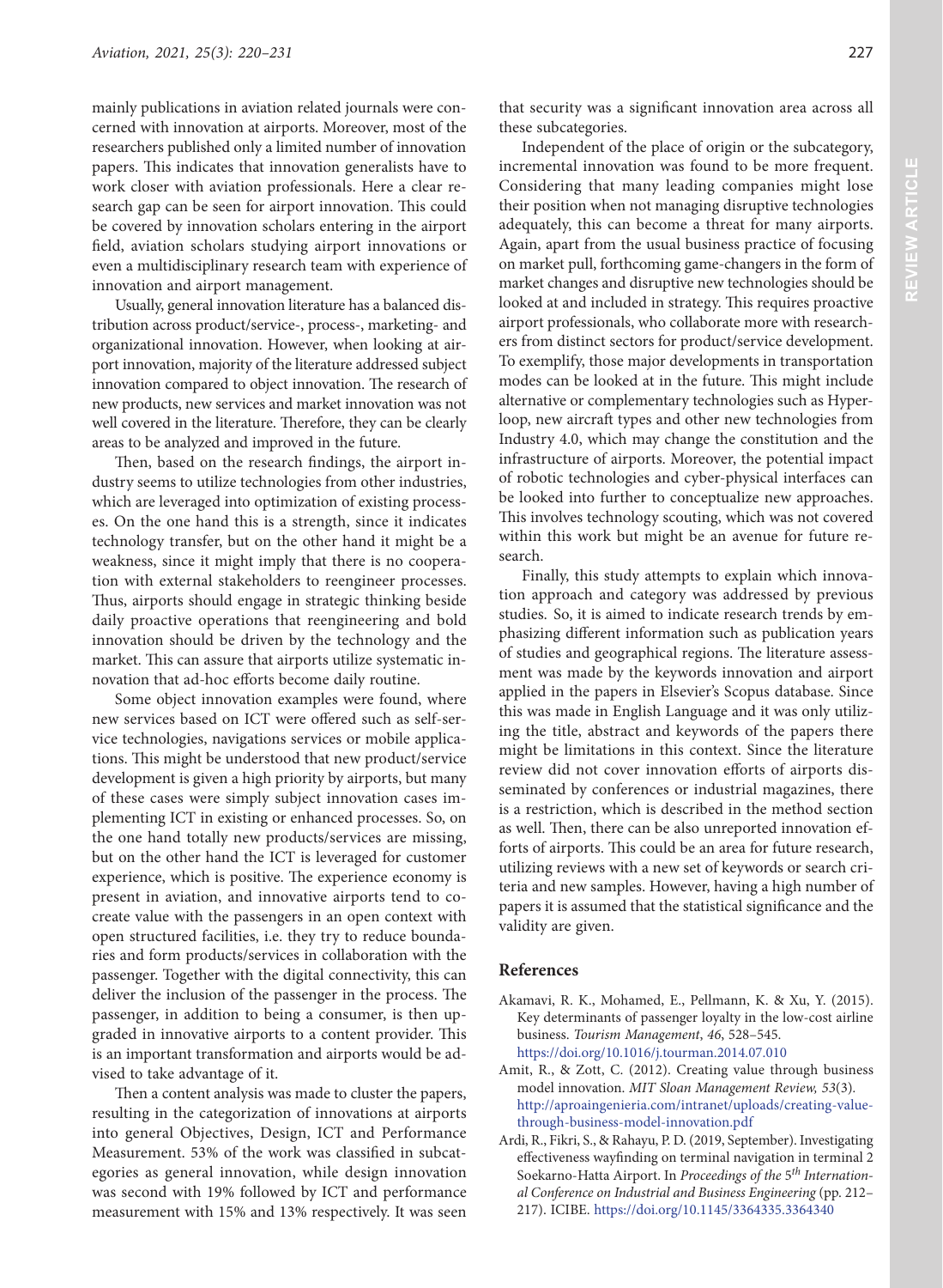mainly publications in aviation related journals were concerned with innovation at airports. Moreover, most of the researchers published only a limited number of innovation papers. This indicates that innovation generalists have to work closer with aviation professionals. Here a clear research gap can be seen for airport innovation. This could be covered by innovation scholars entering in the airport field, aviation scholars studying airport innovations or even a multidisciplinary research team with experience of innovation and airport management.

Usually, general innovation literature has a balanced distribution across product/service-, process-, marketing- and organizational innovation. However, when looking at airport innovation, majority of the literature addressed subject innovation compared to object innovation. The research of new products, new services and market innovation was not well covered in the literature. Therefore, they can be clearly areas to be analyzed and improved in the future.

Then, based on the research findings, the airport industry seems to utilize technologies from other industries, which are leveraged into optimization of existing processes. On the one hand this is a strength, since it indicates technology transfer, but on the other hand it might be a weakness, since it might imply that there is no cooperation with external stakeholders to reengineer processes. Thus, airports should engage in strategic thinking beside daily proactive operations that reengineering and bold innovation should be driven by the technology and the market. This can assure that airports utilize systematic innovation that ad-hoc efforts become daily routine.

Some object innovation examples were found, where new services based on ICT were offered such as self-service technologies, navigations services or mobile applications. This might be understood that new product/service development is given a high priority by airports, but many of these cases were simply subject innovation cases implementing ICT in existing or enhanced processes. So, on the one hand totally new products/services are missing, but on the other hand the ICT is leveraged for customer experience, which is positive. The experience economy is present in aviation, and innovative airports tend to co-create value with the passengers in an open context with open structured facilities, i.e. they try to reduce boundaries and form products/services in collaboration with the passenger. Together with the digital connectivity, this can deliver the inclusion of the passenger in the process. The passenger, in addition to being a consumer, is then upgraded in innovative airports to a content provider. This is an important transformation and airports would be advised to take advantage of it.

Then a content analysis was made to cluster the papers, resulting in the categorization of innovations at airports into general Objectives, Design, ICT and Performance Measurement. 53% of the work was classified in subcategories as general innovation, while design innovation was second with 19% followed by ICT and performance measurement with 15% and 13% respectively. It was seen that security was a significant innovation area across all these subcategories.

Independent of the place of origin or the subcategory, incremental innovation was found to be more frequent. Considering that many leading companies might lose their position when not managing disruptive technologies adequately, this can become a threat for many airports. Again, apart from the usual business practice of focusing on market pull, forthcoming game-changers in the form of market changes and disruptive new technologies should be looked at and included in strategy. This requires proactive airport professionals, who collaborate more with researchers from distinct sectors for product/service development. To exemplify, those major developments in transportation modes can be looked at in the future. This might include alternative or complementary technologies such as Hyperloop, new aircraft types and other new technologies from Industry 4.0, which may change the constitution and the infrastructure of airports. Moreover, the potential impact of robotic technologies and cyber-physical interfaces can be looked into further to conceptualize new approaches. This involves technology scouting, which was not covered within this work but might be an avenue for future research.

Finally, this study attempts to explain which innovation approach and category was addressed by previous studies. So, it is aimed to indicate research trends by emphasizing different information such as publication years of studies and geographical regions. The literature assessment was made by the keywords innovation and airport applied in the papers in Elsevier's Scopus database. Since this was made in English Language and it was only utilizing the title, abstract and keywords of the papers there might be limitations in this context. Since the literature review did not cover innovation efforts of airports disseminated by conferences or industrial magazines, there is a restriction, which is described in the method section as well. Then, there can be also unreported innovation efforts of airports. This could be an area for future research, utilizing reviews with a new set of keywords or search criteria and new samples. However, having a high number of papers it is assumed that the statistical significance and the validity are given.

## References

Akamavi, R. K., Mohamed, E., Pellmann, K. & Xu, Y. (2015). Key determinants of passenger loyalty in the low-cost airline business. *Tourism Management*, *46*, 528–545. https://doi.org/10.1016/j.tourman.2014.07.010

Amit, R., & Zott, C. (2012). Creating value through business model innovation. *MIT Sloan Management Review, 53*(3). http://aproaingenieria.com/intranet/uploads/creating-value-through-business-model-innovation.pdf

Ardi, R., Fikri, S., & Rahayu, P. D. (2019, September). Investigating effectiveness wayfinding on terminal navigation in terminal 2 Soekarno-Hatta Airport. In *Proceedings of the 5th International Conference on Industrial and Business Engineering* (pp. 212–217). ICIBE. https://doi.org/10.1145/3364335.3364340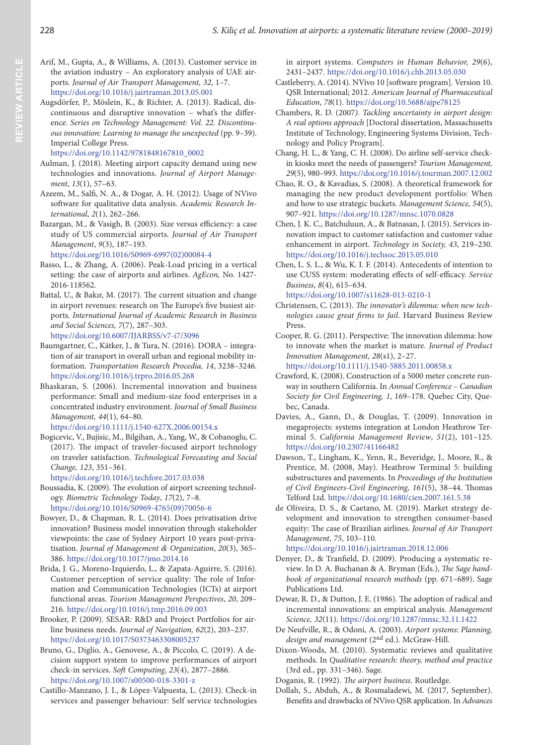Arif, M., Gupta, A., & Williams, A. (2013). Customer service in the aviation industry – An exploratory analysis of UAE airports. *Journal of Air Transport Management, 32*, 1–7. https://doi.org/10.1016/j.jairtraman.2013.05.001

Augsdörfer, P., Möslein, K., & Richter, A. (2013). Radical, discontinuous and disruptive innovation – what's the difference. *Series on Technology Management: Vol. 22. Discontinuous innovation: Learning to manage the unexpected* (pp. 9–39). Imperial College Press. https://doi.org/10.1142/9781848167810_0002

Aulman, J. (2018). Meeting airport capacity demand using new technologies and innovations. *Journal of Airport Management*, *13*(1), 57–63.

Azeem, M., Salfi, N. A., & Dogar, A. H. (2012). Usage of NVivo software for qualitative data analysis. *Academic Research International*, *2*(1), 262–266.

Bazargan, M., & Vasigh, B. (2003). Size versus efficiency: a case study of US commercial airports. *Journal of Air Transport Management*, *9*(3), 187–193. https://doi.org/10.1016/S0969-6997(02)00084-4

Basso, L., & Zhang, A. (2006). Peak-Load pricing in a vertical setting: the case of airports and airlines. *AgEcon,* No. 1427-2016-118562.

Battal, U., & Bakır, M. (2017). The current situation and change in airport revenues: research on The Europe's five busiest airports. *International Journal of Academic Research in Business and Social Sciences, 7*(7), 287–303. https://doi.org/10.6007/IJARBSS/v7-i7/3096

Baumgartner, C., Kätker, J., & Tura, N. (2016). DORA – integration of air transport in overall urban and regional mobility information. *Transportation Research Procedia, 14*, 3238–3246. https://doi.org/10.1016/j.trpro.2016.05.268

Bhaskaran, S. (2006). Incremental innovation and business performance: Small and medium-size food enterprises in a concentrated industry environment. *Journal of Small Business Management, 44*(1), 64–80. https://doi.org/10.1111/j.1540-627X.2006.00154.x

Bogicevic, V., Bujisic, M., Bilgihan, A., Yang, W., & Cobanoglu, C. (2017). The impact of traveler-focused airport technology on traveler satisfaction. *Technological Forecasting and Social Change, 123*, 351–361. https://doi.org/10.1016/j.techfore.2017.03.038

Boussadia, K. (2009). The evolution of airport screening technology. *Biometric Technology Today*, *17*(2), 7–8. https://doi.org/10.1016/S0969-4765(09)70056-6

Bowyer, D., & Chapman, R. L. (2014). Does privatisation drive innovation? Business model innovation through stakeholder viewpoints: the case of Sydney Airport 10 years post-privatisation. *Journal of Management & Organization*, *20*(3), 365–386. https://doi.org/10.1017/jmo.2014.16

Brida, J. G., Moreno-Izquierdo, L., & Zapata-Aguirre, S. (2016). Customer perception of service quality: The role of Information and Communication Technologies (ICTs) at airport functional areas. *Tourism Management Perspectives*, *20*, 209–216. https://doi.org/10.1016/j.tmp.2016.09.003

Brooker, P. (2009). SESAR: R&D and Project Portfolios for airline business needs. *Journal of Navigation, 62*(2), 203–237. https://doi.org/10.1017/S0373463308005237

Bruno, G., Diglio, A., Genovese, A., & Piccolo, C. (2019). A decision support system to improve performances of airport check-in services. *Soft Computing*, *23*(4), 2877–2886. https://doi.org/10.1007/s00500-018-3301-z

Castillo-Manzano, J. I., & López-Valpuesta, L. (2013). Check-in services and passenger behaviour: Self service technologies in airport systems. *Computers in Human Behavior, 29*(6), 2431–2437. https://doi.org/10.1016/j.chb.2013.05.030

Castleberry, A. (2014). NVivo 10 [software program]. Version 10. QSR International; 2012. *American Journal of Pharmaceutical Education*, *78*(1). https://doi.org/10.5688/ajpe78125

Chambers, R. D. (2007*). Tackling uncertainty in airport design: A real options approach* [Doctoral dissertation, Massachusetts Institute of Technology, Engineering Systems Division, Technology and Policy Program].

Chang, H. L., & Yang, C. H. (2008). Do airline self-service check-in kiosks meet the needs of passengers? *Tourism Management, 29*(5), 980–993. https://doi.org/10.1016/j.tourman.2007.12.002

Chao, R. O., & Kavadias, S. (2008). A theoretical framework for managing the new product development portfolio: When and how to use strategic buckets. *Management Science, 54*(5), 907–921. https://doi.org/10.1287/mnsc.1070.0828

Chen, J. K. C., Batchuluun, A., & Batnasan, J. (2015). Services innovation impact to customer satisfaction and customer value enhancement in airport. *Technology in Society, 43*, 219–230. https://doi.org/10.1016/j.techsoc.2015.05.010

Chen, L. S. L., & Wu, K. I. F. (2014). Antecedents of intention to use CUSS system: moderating effects of self-efficacy. *Service Business*, *8*(4), 615–634. https://doi.org/10.1007/s11628-013-0210-1

Christensen, C. (2013). *The innovator's dilemma: when new technologies cause great firms to fail*. Harvard Business Review Press.

Cooper, R. G. (2011). Perspective: The innovation dilemma: how to innovate when the market is mature. *Journal of Product Innovation Management, 28*(s1), 2–27. https://doi.org/10.1111/j.1540-5885.2011.00858.x

Crawford, K. (2008). Construction of a 5000 meter concrete runway in southern California. In *Annual Conference – Canadian Society for Civil Engineering, 1*, 169–178. Quebec City, Quebec, Canada.

Davies, A., Gann, D., & Douglas, T. (2009). Innovation in megaprojects: systems integration at London Heathrow Terminal 5. *California Management Review*, *51*(2), 101–125. https://doi.org/10.2307/41166482

Dawson, T., Lingham, K., Yenn, R., Beveridge, J., Moore, R., & Prentice, M. (2008, May). Heathrow Terminal 5: building substructures and pavements. In *Proceedings of the Institution of Civil Engineers-Civil Engineering, 161*(5), 38–44. Thomas Telford Ltd. https://doi.org/10.1680/cien.2007.161.5.38

de Oliveira, D. S., & Caetano, M. (2019). Market strategy development and innovation to strengthen consumer-based equity: The case of Brazilian airlines. *Journal of Air Transport Management*, *75*, 103–110. https://doi.org/10.1016/j.jairtraman.2018.12.006

Denyer, D., & Tranfield, D. (2009). Producing a systematic review. In D. A. Buchanan & A. Bryman (Eds.), *The Sage handbook of organizational research methods* (pp. 671–689). Sage Publications Ltd.

Dewar, R. D., & Dutton, J. E. (1986). The adoption of radical and incremental innovations: an empirical analysis. *Management Science, 32*(11). https://doi.org/10.1287/mnsc.32.11.1422

De Neufville, R., & Odoni, A. (2003). *Airport systems*: *Planning, design and management* (2nd ed.). McGraw-Hill.

Dixon-Woods, M. (2010). Systematic reviews and qualitative methods. In *Qualitative research: theory, method and practice* (3rd ed., pp. 331–346). Sage.

Doganis, R. (1992). *The airport business*. Routledge.

Dollah, S., Abduh, A., & Rosmaladewi, M. (2017, September). Benefits and drawbacks of NVivo QSR application. In *Advances*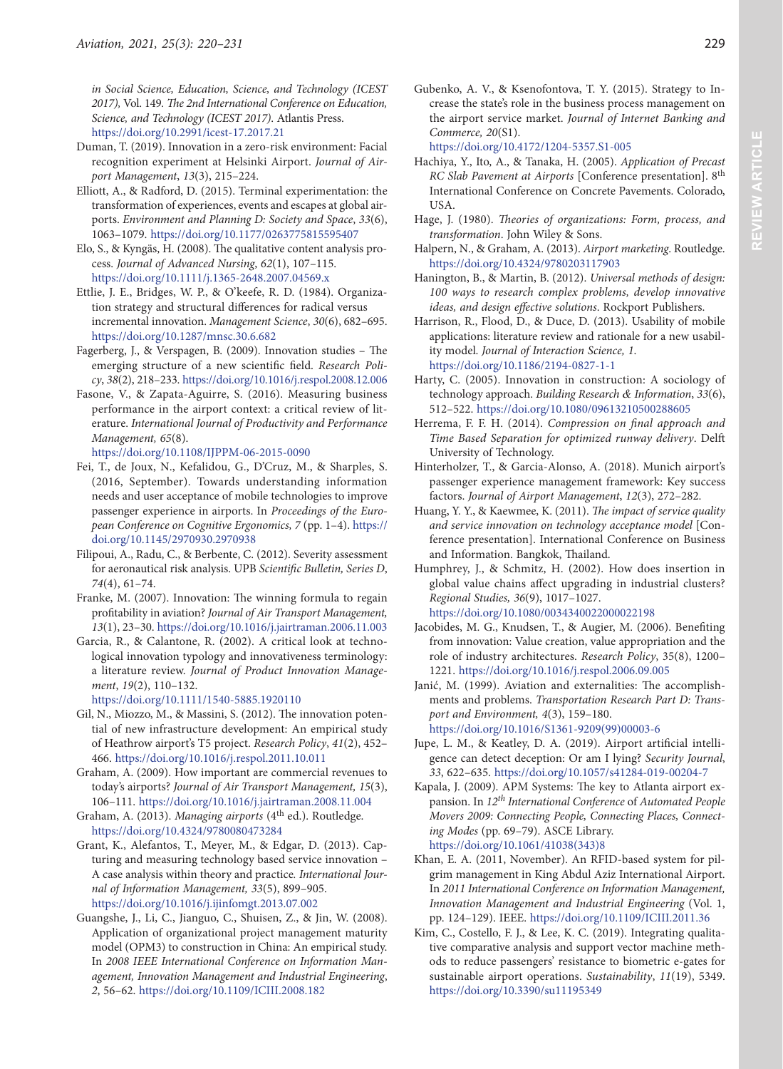*in Social Science, Education, Science, and Technology (ICEST 2017),* Vol. 149. *The 2nd International Conference on Education, Science, and Technology (ICEST 2017)*. Atlantis Press. https://doi.org/10.2991/icest-17.2017.21

Duman, T. (2019). Innovation in a zero-risk environment: Facial recognition experiment at Helsinki Airport. *Journal of Airport Management*, *13*(3), 215–224.

Elliott, A., & Radford, D. (2015). Terminal experimentation: the transformation of experiences, events and escapes at global airports. *Environment and Planning D: Society and Space*, *33*(6), 1063–1079. https://doi.org/10.1177/0263775815595407

Elo, S., & Kyngäs, H. (2008). The qualitative content analysis process. *Journal of Advanced Nursing*, *62*(1), 107–115. https://doi.org/10.1111/j.1365-2648.2007.04569.x

Ettlie, J. E., Bridges, W. P., & O'keefe, R. D. (1984). Organization strategy and structural differences for radical versus incremental innovation. *Management Science*, *30*(6), 682–695. https://doi.org/10.1287/mnsc.30.6.682

Fagerberg, J., & Verspagen, B. (2009). Innovation studies – The emerging structure of a new scientific field. *Research Policy*, *38*(2), 218–233. https://doi.org/10.1016/j.respol.2008.12.006

Fasone, V., & Zapata-Aguirre, S. (2016). Measuring business performance in the airport context: a critical review of literature. *International Journal of Productivity and Performance Management, 65*(8). https://doi.org/10.1108/IJPPM-06-2015-0090

Fei, T., de Joux, N., Kefalidou, G., D'Cruz, M., & Sharples, S. (2016, September). Towards understanding information needs and user acceptance of mobile technologies to improve passenger experience in airports. In *Proceedings of the European Conference on Cognitive Ergonomics*, *7* (pp. 1–4). https://doi.org/10.1145/2970930.2970938

Filipoui, A., Radu, C., & Berbente, C. (2012). Severity assessment for aeronautical risk analysis. UPB *Scientific Bulletin, Series D*, *74*(4), 61–74.

Franke, M. (2007). Innovation: The winning formula to regain profitability in aviation? *Journal of Air Transport Management, 13*(1), 23–30. https://doi.org/10.1016/j.jairtraman.2006.11.003

Garcia, R., & Calantone, R. (2002). A critical look at technological innovation typology and innovativeness terminology: a literature review. *Journal of Product Innovation Management*, *19*(2), 110–132. https://doi.org/10.1111/1540-5885.1920110

Gil, N., Miozzo, M., & Massini, S. (2012). The innovation potential of new infrastructure development: An empirical study of Heathrow airport's T5 project. *Research Policy*, *41*(2), 452–466. https://doi.org/10.1016/j.respol.2011.10.011

Graham, A. (2009). How important are commercial revenues to today's airports? *Journal of Air Transport Management, 15*(3), 106–111. https://doi.org/10.1016/j.jairtraman.2008.11.004

Graham, A. (2013). *Managing airports* (4th ed.). Routledge. https://doi.org/10.4324/9780080473284

Grant, K., Alefantos, T., Meyer, M., & Edgar, D. (2013). Capturing and measuring technology based service innovation – A case analysis within theory and practice. *International Journal of Information Management, 33*(5), 899–905. https://doi.org/10.1016/j.ijinfomgt.2013.07.002

Guangshe, J., Li, C., Jianguo, C., Shuisen, Z., & Jin, W. (2008). Application of organizational project management maturity model (OPM3) to construction in China: An empirical study. In *2008 IEEE International Conference on Information Management, Innovation Management and Industrial Engineering*, *2*, 56–62. https://doi.org/10.1109/ICIII.2008.182

Gubenko, A. V., & Ksenofontova, T. Y. (2015). Strategy to Increase the state's role in the business process management on the airport service market. *Journal of Internet Banking and Commerce, 20*(S1). https://doi.org/10.4172/1204-5357.S1-005

Hachiya, Y., Ito, A., & Tanaka, H. (2005). *Application of Precast RC Slab Pavement at Airports* [Conference presentation]. 8th International Conference on Concrete Pavements. Colorado, USA.

Hage, J. (1980). *Theories of organizations: Form, process, and transformation*. John Wiley & Sons.

Halpern, N., & Graham, A. (2013). *Airport marketing*. Routledge. https://doi.org/10.4324/9780203117903

Hanington, B., & Martin, B. (2012). *Universal methods of design: 100 ways to research complex problems, develop innovative ideas, and design effective solutions*. Rockport Publishers.

Harrison, R., Flood, D., & Duce, D. (2013). Usability of mobile applications: literature review and rationale for a new usability model. *Journal of Interaction Science, 1*. https://doi.org/10.1186/2194-0827-1-1

Harty, C. (2005). Innovation in construction: A sociology of technology approach. *Building Research & Information*, *33*(6), 512–522. https://doi.org/10.1080/09613210500288605

Herrema, F. F. H. (2014). *Compression on final approach and Time Based Separation for optimized runway delivery*. Delft University of Technology.

Hinterholzer, T., & Garcia-Alonso, A. (2018). Munich airport's passenger experience management framework: Key success factors. *Journal of Airport Management*, *12*(3), 272–282.

Huang, Y. Y., & Kaewmee, K. (2011). *The impact of service quality and service innovation on technology acceptance model* [Conference presentation]. International Conference on Business and Information. Bangkok, Thailand.

Humphrey, J., & Schmitz, H. (2002). How does insertion in global value chains affect upgrading in industrial clusters? *Regional Studies, 36*(9), 1017–1027. https://doi.org/10.1080/0034340022000022198

Jacobides, M. G., Knudsen, T., & Augier, M. (2006). Benefiting from innovation: Value creation, value appropriation and the role of industry architectures. *Research Policy*, 35(8), 1200–1221. https://doi.org/10.1016/j.respol.2006.09.005

Janić, M. (1999). Aviation and externalities: The accomplishments and problems. *Transportation Research Part D: Transport and Environment, 4*(3), 159–180. https://doi.org/10.1016/S1361-9209(99)00003-6

Jupe, L. M., & Keatley, D. A. (2019). Airport artificial intelligence can detect deception: Or am I lying? *Security Journal*, *33*, 622–635. https://doi.org/10.1057/s41284-019-00204-7

Kapala, J. (2009). APM Systems: The key to Atlanta airport expansion. In *12th International Conference* of *Automated People Movers 2009: Connecting People, Connecting Places, Connecting Modes* (pp. 69–79). ASCE Library. https://doi.org/10.1061/41038(343)8

Khan, E. A. (2011, November). An RFID-based system for pilgrim management in King Abdul Aziz International Airport. In *2011 International Conference on Information Management, Innovation Management and Industrial Engineering* (Vol. 1, pp. 124–129). IEEE. https://doi.org/10.1109/ICIII.2011.36

Kim, C., Costello, F. J., & Lee, K. C. (2019). Integrating qualitative comparative analysis and support vector machine methods to reduce passengers' resistance to biometric e-gates for sustainable airport operations. *Sustainability*, *11*(19), 5349. https://doi.org/10.3390/su11195349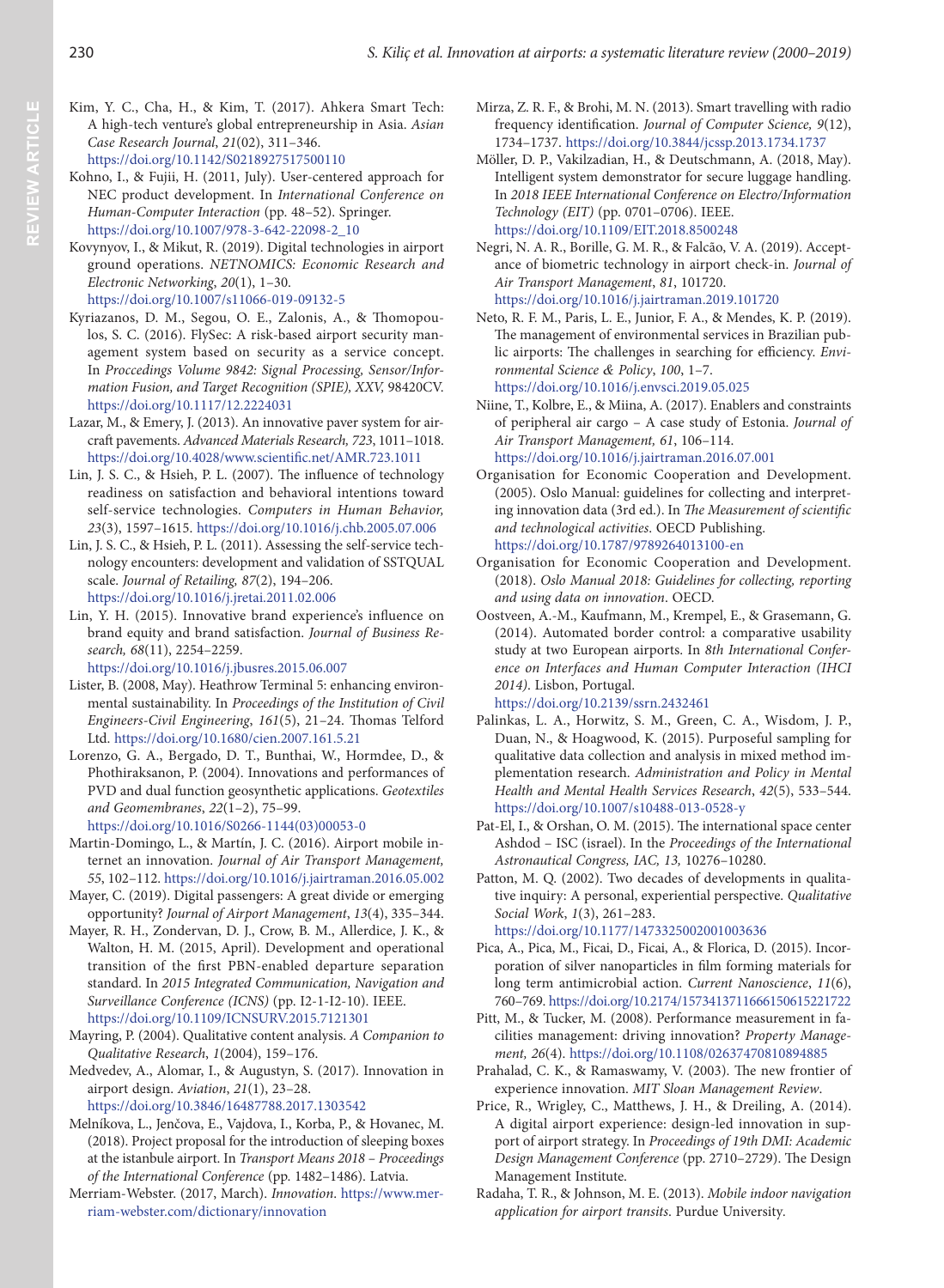Kim, Y. C., Cha, H., & Kim, T. (2017). Ahkera Smart Tech: A high-tech venture's global entrepreneurship in Asia. *Asian Case Research Journal*, *21*(02), 311–346. https://doi.org/10.1142/S0218927517500110

Kohno, I., & Fujii, H. (2011, July). User-centered approach for NEC product development. In *International Conference on Human-Computer Interaction* (pp. 48–52). Springer. https://doi.org/10.1007/978-3-642-22098-2_10

Kovynyov, I., & Mikut, R. (2019). Digital technologies in airport ground operations. *NETNOMICS: Economic Research and Electronic Networking*, *20*(1), 1–30. https://doi.org/10.1007/s11066-019-09132-5

Kyriazanos, D. M., Segou, O. E., Zalonis, A., & Thomopoulos, S. C. (2016). FlySec: A risk-based airport security management system based on security as a service concept. In *Proccedings Volume 9842: Signal Processing, Sensor/Information Fusion, and Target Recognition (SPIE), XXV,* 98420CV. https://doi.org/10.1117/12.2224031

Lazar, M., & Emery, J. (2013). An innovative paver system for aircraft pavements. *Advanced Materials Research, 723*, 1011–1018. https://doi.org/10.4028/www.scientific.net/AMR.723.1011

Lin, J. S. C., & Hsieh, P. L. (2007). The influence of technology readiness on satisfaction and behavioral intentions toward self-service technologies. *Computers in Human Behavior, 23*(3), 1597–1615. https://doi.org/10.1016/j.chb.2005.07.006

Lin, J. S. C., & Hsieh, P. L. (2011). Assessing the self-service technology encounters: development and validation of SSTQUAL scale. *Journal of Retailing, 87*(2), 194–206. https://doi.org/10.1016/j.jretai.2011.02.006

Lin, Y. H. (2015). Innovative brand experience's influence on brand equity and brand satisfaction. *Journal of Business Research, 68*(11), 2254–2259. https://doi.org/10.1016/j.jbusres.2015.06.007

Lister, B. (2008, May). Heathrow Terminal 5: enhancing environmental sustainability. In *Proceedings of the Institution of Civil Engineers-Civil Engineering*, *161*(5), 21–24. Thomas Telford Ltd. https://doi.org/10.1680/cien.2007.161.5.21

Lorenzo, G. A., Bergado, D. T., Bunthai, W., Hormdee, D., & Phothiraksanon, P. (2004). Innovations and performances of PVD and dual function geosynthetic applications. *Geotextiles and Geomembranes*, *22*(1–2), 75–99. https://doi.org/10.1016/S0266-1144(03)00053-0

Martin-Domingo, L., & Martín, J. C. (2016). Airport mobile internet an innovation. *Journal of Air Transport Management, 55*, 102–112. https://doi.org/10.1016/j.jairtraman.2016.05.002

Mayer, C. (2019). Digital passengers: A great divide or emerging opportunity? *Journal of Airport Management*, *13*(4), 335–344.

Mayer, R. H., Zondervan, D. J., Crow, B. M., Allerdice, J. K., & Walton, H. M. (2015, April). Development and operational transition of the first PBN-enabled departure separation standard. In *2015 Integrated Communication, Navigation and Surveillance Conference (ICNS)* (pp. I2-1-I2-10). IEEE. https://doi.org/10.1109/ICNSURV.2015.7121301

Mayring, P. (2004). Qualitative content analysis. *A Companion to Qualitative Research*, *1*(2004), 159–176.

Medvedev, A., Alomar, I., & Augustyn, S. (2017). Innovation in airport design. *Aviation*, *21*(1), 23–28. https://doi.org/10.3846/16487788.2017.1303542

Melníkova, L., Jenčova, E., Vajdova, I., Korba, P., & Hovanec, M. (2018). Project proposal for the introduction of sleeping boxes at the istanbule airport. In *Transport Means 2018 – Proceedings of the International Conference* (pp. 1482–1486). Latvia.

Merriam-Webster. (2017, March). *Innovation*. https://www.merriam-webster.com/dictionary/innovation

Mirza, Z. R. F., & Brohi, M. N. (2013). Smart travelling with radio frequency identification. *Journal of Computer Science, 9*(12), 1734–1737. https://doi.org/10.3844/jcssp.2013.1734.1737

Möller, D. P., Vakilzadian, H., & Deutschmann, A. (2018, May). Intelligent system demonstrator for secure luggage handling. In *2018 IEEE International Conference on Electro/Information Technology (EIT)* (pp. 0701–0706). IEEE. https://doi.org/10.1109/EIT.2018.8500248

Negri, N. A. R., Borille, G. M. R., & Falcão, V. A. (2019). Acceptance of biometric technology in airport check-in. *Journal of Air Transport Management*, *81*, 101720. https://doi.org/10.1016/j.jairtraman.2019.101720

Neto, R. F. M., Paris, L. E., Junior, F. A., & Mendes, K. P. (2019). The management of environmental services in Brazilian public airports: The challenges in searching for efficiency. *Environmental Science & Policy*, *100*, 1–7. https://doi.org/10.1016/j.envsci.2019.05.025

Niine, T., Kolbre, E., & Miina, A. (2017). Enablers and constraints of peripheral air cargo – A case study of Estonia. *Journal of Air Transport Management, 61*, 106–114. https://doi.org/10.1016/j.jairtraman.2016.07.001

Organisation for Economic Cooperation and Development. (2005). Oslo Manual: guidelines for collecting and interpreting innovation data (3rd ed.). In *The Measurement of scientific and technological activities*. OECD Publishing. https://doi.org/10.1787/9789264013100-en

Organisation for Economic Cooperation and Development. (2018). *Oslo Manual 2018: Guidelines for collecting, reporting and using data on innovation*. OECD.

Oostveen, A.-M., Kaufmann, M., Krempel, E., & Grasemann, G. (2014). Automated border control: a comparative usability study at two European airports. In *8th International Conference on Interfaces and Human Computer Interaction (IHCI 2014)*. Lisbon, Portugal. https://doi.org/10.2139/ssrn.2432461

Palinkas, L. A., Horwitz, S. M., Green, C. A., Wisdom, J. P., Duan, N., & Hoagwood, K. (2015). Purposeful sampling for qualitative data collection and analysis in mixed method implementation research. *Administration and Policy in Mental Health and Mental Health Services Research*, *42*(5), 533–544. https://doi.org/10.1007/s10488-013-0528-y

Pat-El, I., & Orshan, O. M. (2015). The international space center Ashdod – ISC (israel). In the *Proceedings of the International Astronautical Congress, IAC, 13,* 10276–10280.

Patton, M. Q. (2002). Two decades of developments in qualitative inquiry: A personal, experiential perspective. *Qualitative Social Work*, *1*(3), 261–283. https://doi.org/10.1177/1473325002001003636

Pica, A., Pica, M., Ficai, D., Ficai, A., & Florica, D. (2015). Incorporation of silver nanoparticles in film forming materials for long term antimicrobial action. *Current Nanoscience*, *11*(6), 760–769. https://doi.org/10.2174/1573413711666150615221722

Pitt, M., & Tucker, M. (2008). Performance measurement in facilities management: driving innovation? *Property Management, 26*(4). https://doi.org/10.1108/02637470810894885

Prahalad, C. K., & Ramaswamy, V. (2003). The new frontier of experience innovation. *MIT Sloan Management Review*.

Price, R., Wrigley, C., Matthews, J. H., & Dreiling, A. (2014). A digital airport experience: design-led innovation in support of airport strategy. In *Proceedings of 19th DMI: Academic Design Management Conference* (pp. 2710–2729). The Design Management Institute.

Radaha, T. R., & Johnson, M. E. (2013). *Mobile indoor navigation application for airport transits*. Purdue University.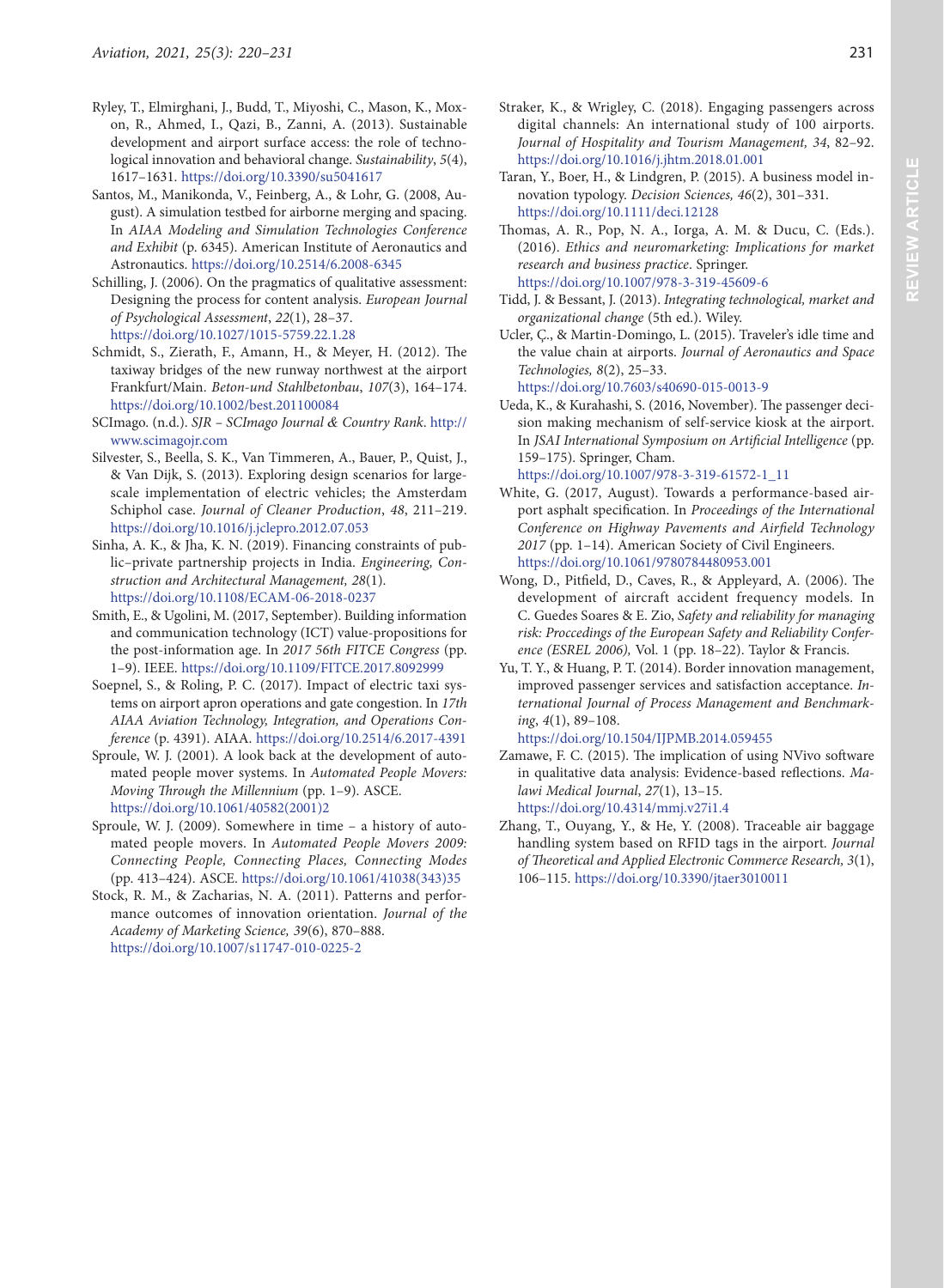Ryley, T., Elmirghani, J., Budd, T., Miyoshi, C., Mason, K., Moxon, R., Ahmed, I., Qazi, B., Zanni, A. (2013). Sustainable development and airport surface access: the role of technological innovation and behavioral change. *Sustainability*, *5*(4), 1617–1631. https://doi.org/10.3390/su5041617

Santos, M., Manikonda, V., Feinberg, A., & Lohr, G. (2008, August). A simulation testbed for airborne merging and spacing. In *AIAA Modeling and Simulation Technologies Conference and Exhibit* (p. 6345). American Institute of Aeronautics and Astronautics. https://doi.org/10.2514/6.2008-6345

Schilling, J. (2006). On the pragmatics of qualitative assessment: Designing the process for content analysis. *European Journal of Psychological Assessment*, *22*(1), 28–37. https://doi.org/10.1027/1015-5759.22.1.28

Schmidt, S., Zierath, F., Amann, H., & Meyer, H. (2012). The taxiway bridges of the new runway northwest at the airport Frankfurt/Main. *Beton-und Stahlbetonbau*, *107*(3), 164–174. https://doi.org/10.1002/best.201100084

SCImago. (n.d.). *SJR – SCImago Journal & Country Rank*. http://www.scimagojr.com

Silvester, S., Beella, S. K., Van Timmeren, A., Bauer, P., Quist, J., & Van Dijk, S. (2013). Exploring design scenarios for large-scale implementation of electric vehicles; the Amsterdam Schiphol case. *Journal of Cleaner Production*, *48*, 211–219. https://doi.org/10.1016/j.jclepro.2012.07.053

Sinha, A. K., & Jha, K. N. (2019). Financing constraints of public–private partnership projects in India. *Engineering, Construction and Architectural Management, 28*(1). https://doi.org/10.1108/ECAM-06-2018-0237

Smith, E., & Ugolini, M. (2017, September). Building information and communication technology (ICT) value-propositions for the post-information age. In *2017 56th FITCE Congress* (pp. 1–9). IEEE. https://doi.org/10.1109/FITCE.2017.8092999

Soepnel, S., & Roling, P. C. (2017). Impact of electric taxi systems on airport apron operations and gate congestion. In *17th AIAA Aviation Technology, Integration, and Operations Conference* (p. 4391). AIAA. https://doi.org/10.2514/6.2017-4391

Sproule, W. J. (2001). A look back at the development of automated people mover systems. In *Automated People Movers: Moving Through the Millennium* (pp. 1–9). ASCE. https://doi.org/10.1061/40582(2001)2

Sproule, W. J. (2009). Somewhere in time – a history of automated people movers. In *Automated People Movers 2009: Connecting People, Connecting Places, Connecting Modes* (pp. 413–424). ASCE. https://doi.org/10.1061/41038(343)35

Stock, R. M., & Zacharias, N. A. (2011). Patterns and performance outcomes of innovation orientation. *Journal of the Academy of Marketing Science, 39*(6), 870–888. https://doi.org/10.1007/s11747-010-0225-2

Straker, K., & Wrigley, C. (2018). Engaging passengers across digital channels: An international study of 100 airports. *Journal of Hospitality and Tourism Management, 34*, 82–92. https://doi.org/10.1016/j.jhtm.2018.01.001

Taran, Y., Boer, H., & Lindgren, P. (2015). A business model innovation typology. *Decision Sciences, 46*(2), 301–331. https://doi.org/10.1111/deci.12128

Thomas, A. R., Pop, N. A., Iorga, A. M. & Ducu, C. (Eds.). (2016). *Ethics and neuromarketing: Implications for market research and business practice*. Springer. https://doi.org/10.1007/978-3-319-45609-6

Tidd, J. & Bessant, J. (2013). *Integrating technological, market and organizational change* (5th ed.). Wiley.

Ucler, Ç., & Martin-Domingo, L. (2015). Traveler's idle time and the value chain at airports. *Journal of Aeronautics and Space Technologies, 8*(2), 25–33. https://doi.org/10.7603/s40690-015-0013-9

Ueda, K., & Kurahashi, S. (2016, November). The passenger decision making mechanism of self-service kiosk at the airport. In *JSAI International Symposium on Artificial Intelligence* (pp. 159–175). Springer, Cham. https://doi.org/10.1007/978-3-319-61572-1_11

White, G. (2017, August). Towards a performance-based airport asphalt specification. In *Proceedings of the International Conference on Highway Pavements and Airfield Technology 2017* (pp. 1–14). American Society of Civil Engineers. https://doi.org/10.1061/9780784480953.001

Wong, D., Pitfield, D., Caves, R., & Appleyard, A. (2006). The development of aircraft accident frequency models. In C. Guedes Soares & E. Zio, *Safety and reliability for managing risk: Proccedings of the European Safety and Reliability Conference (ESREL 2006),* Vol. 1 (pp. 18–22). Taylor & Francis.

Yu, T. Y., & Huang, P. T. (2014). Border innovation management, improved passenger services and satisfaction acceptance. *International Journal of Process Management and Benchmarking*, *4*(1), 89–108. https://doi.org/10.1504/IJPMB.2014.059455

Zamawe, F. C. (2015). The implication of using NVivo software in qualitative data analysis: Evidence-based reflections. *Malawi Medical Journal*, *27*(1), 13–15. https://doi.org/10.4314/mmj.v27i1.4

Zhang, T., Ouyang, Y., & He, Y. (2008). Traceable air baggage handling system based on RFID tags in the airport. *Journal of Theoretical and Applied Electronic Commerce Research, 3*(1), 106–115. https://doi.org/10.3390/jtaer3010011